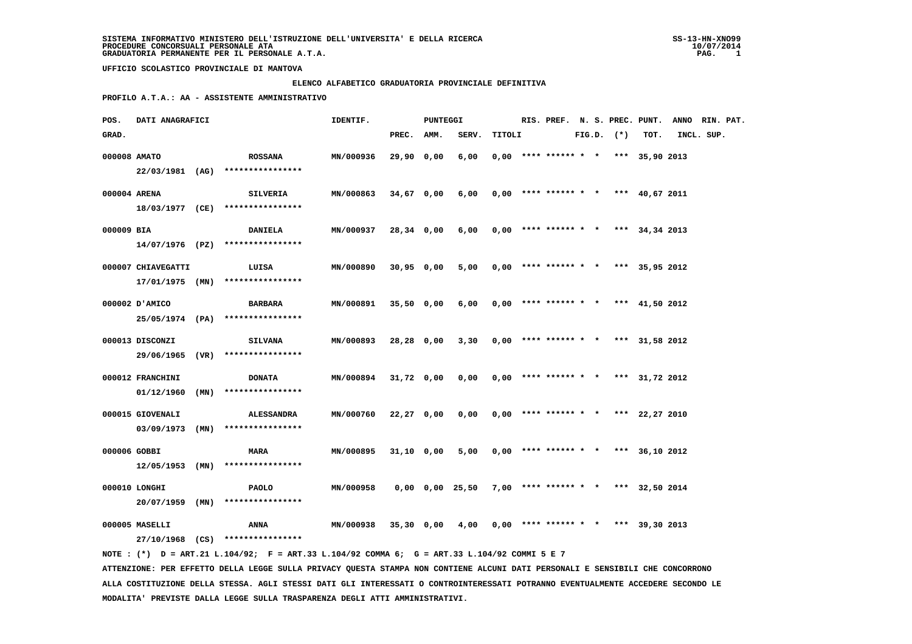SISTEMA INFORMATIVO MINISTERO DELL'ISTRUZIONE DELL'UNIVERSITA' E DELLA RICERCA
PROCEDURE CONCORSUALI PERSONALE ATA
GRADUATORIA PERMANENTE PER IL PERSONALE A.T.A.

UFFICIO SCOLASTICO PROVINCIALE DI MANTOVA

ELENCO ALFABETICO GRADUATORIA PROVINCIALE DEFINITIVA

PROFILO A.T.A.: AA - ASSISTENTE AMMINISTRATIVO

| POS. GRAD. | DATI ANAGRAFICI | | IDENTIF. | PUNTEGGI PREC. | AMM. | SERV. | TITOLI | RIS. PREF. | N. S. FIG.D. | PREC. (*) | PUNT. TOT. | ANNO INCL. | RIN. PAT. SUP. |
|---|---|---|---|---|---|---|---|---|---|---|---|---|---|
| 000008 | AMATO 22/03/1981 (AG) | ROSSANA **************** | MN/000936 | 29,90 | 0,00 | 6,00 | 0,00 | **** ****** | * * | *** | 35,90 | 2013 | |
| 000004 | ARENA 18/03/1977 (CE) | SILVERIA **************** | MN/000863 | 34,67 | 0,00 | 6,00 | 0,00 | **** ****** | * * | *** | 40,67 | 2011 | |
| 000009 | BIA 14/07/1976 (PZ) | DANIELA **************** | MN/000937 | 28,34 | 0,00 | 6,00 | 0,00 | **** ****** | * * | *** | 34,34 | 2013 | |
| 000007 | CHIAVEGATTI 17/01/1975 (MN) | LUISA **************** | MN/000890 | 30,95 | 0,00 | 5,00 | 0,00 | **** ****** | * * | *** | 35,95 | 2012 | |
| 000002 | D'AMICO 25/05/1974 (PA) | BARBARA **************** | MN/000891 | 35,50 | 0,00 | 6,00 | 0,00 | **** ****** | * * | *** | 41,50 | 2012 | |
| 000013 | DISCONZI 29/06/1965 (VR) | SILVANA **************** | MN/000893 | 28,28 | 0,00 | 3,30 | 0,00 | **** ****** | * * | *** | 31,58 | 2012 | |
| 000012 | FRANCHINI 01/12/1960 (MN) | DONATA **************** | MN/000894 | 31,72 | 0,00 | 0,00 | 0,00 | **** ****** | * * | *** | 31,72 | 2012 | |
| 000015 | GIOVENALI 03/09/1973 (MN) | ALESSANDRA **************** | MN/000760 | 22,27 | 0,00 | 0,00 | 0,00 | **** ****** | * * | *** | 22,27 | 2010 | |
| 000006 | GOBBI 12/05/1953 (MN) | MARA **************** | MN/000895 | 31,10 | 0,00 | 5,00 | 0,00 | **** ****** | * * | *** | 36,10 | 2012 | |
| 000010 | LONGHI 20/07/1959 (MN) | PAOLO **************** | MN/000958 | 0,00 | 0,00 | 25,50 | 7,00 | **** ****** | * * | *** | 32,50 | 2014 | |
| 000005 | MASELLI 27/10/1968 (CS) | ANNA **************** | MN/000938 | 35,30 | 0,00 | 4,00 | 0,00 | **** ****** | * * | *** | 39,30 | 2013 | |

NOTE : (*) D = ART.21 L.104/92; F = ART.33 L.104/92 COMMA 6; G = ART.33 L.104/92 COMMI 5 E 7

ATTENZIONE: PER EFFETTO DELLA LEGGE SULLA PRIVACY QUESTA STAMPA NON CONTIENE ALCUNI DATI PERSONALI E SENSIBILI CHE CONCORRONO ALLA COSTITUZIONE DELLA STESSA. AGLI STESSI DATI GLI INTERESSATI O CONTROINTERESSATI POTRANNO EVENTUALMENTE ACCEDERE SECONDO LE MODALITA' PREVISTE DALLA LEGGE SULLA TRASPARENZA DEGLI ATTI AMMINISTRATIVI.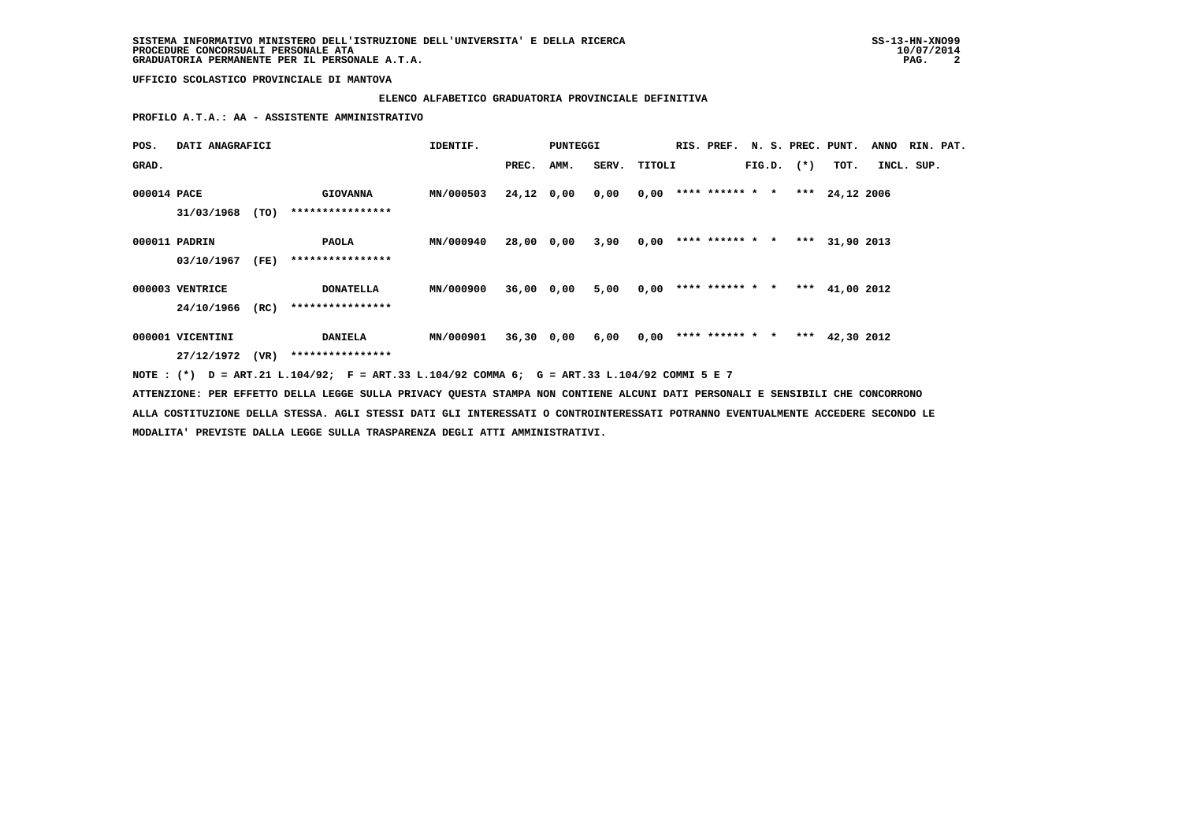**UFFICIO SCOLASTICO PROVINCIALE DI MANTOVA**

**ELENCO ALFABETICO GRADUATORIA PROVINCIALE DEFINITIVA**

**PROFILO A.T.A.: AA - ASSISTENTE AMMINISTRATIVO**

| POS. GRAD. | DATI ANAGRAFICI | | IDENTIF. | PUNTEGGI PREC. | AMM. | SERV. | TITOLI | RIS. PREF. | N. S. FIG.D. | PREC. (*) | PUNT. TOT. | ANNO INCL. | RIN. PAT. SUP. |
|---|---|---|---|---|---|---|---|---|---|---|---|---|---|
| 000014 | PACE 31/03/1968 (TO) | GIOVANNA **************** | MN/000503 | 24,12 | 0,00 | 0,00 | 0,00 | **** ****** | * * | *** | 24,12 | 2006 | |
| 000011 | PADRIN 03/10/1967 (FE) | PAOLA **************** | MN/000940 | 28,00 | 0,00 | 3,90 | 0,00 | **** ****** | * * | *** | 31,90 | 2013 | |
| 000003 | VENTRICE 24/10/1966 (RC) | DONATELLA **************** | MN/000900 | 36,00 | 0,00 | 5,00 | 0,00 | **** ****** | * * | *** | 41,00 | 2012 | |
| 000001 | VICENTINI 27/12/1972 (VR) | DANIELA **************** | MN/000901 | 36,30 | 0,00 | 6,00 | 0,00 | **** ****** | * * | *** | 42,30 | 2012 | |

NOTE : (*) D = ART.21 L.104/92; F = ART.33 L.104/92 COMMA 6; G = ART.33 L.104/92 COMMI 5 E 7

ATTENZIONE: PER EFFETTO DELLA LEGGE SULLA PRIVACY QUESTA STAMPA NON CONTIENE ALCUNI DATI PERSONALI E SENSIBILI CHE CONCORRONO ALLA COSTITUZIONE DELLA STESSA. AGLI STESSI DATI GLI INTERESSATI O CONTROINTERESSATI POTRANNO EVENTUALMENTE ACCEDERE SECONDO LE MODALITA' PREVISTE DALLA LEGGE SULLA TRASPARENZA DEGLI ATTI AMMINISTRATIVI.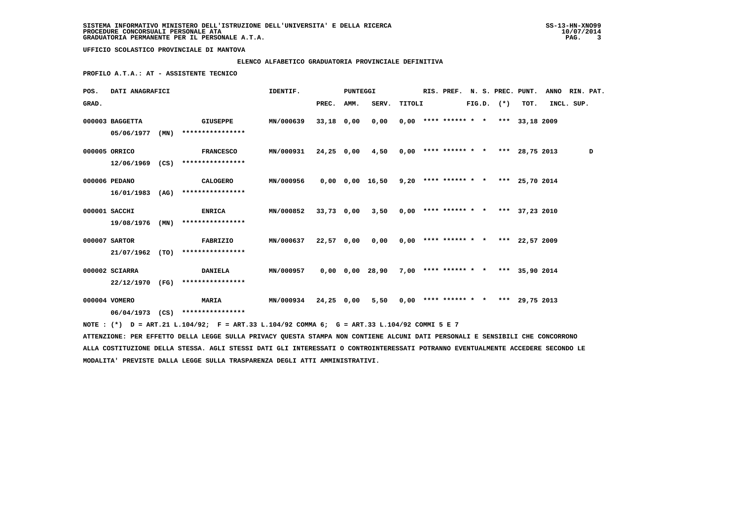SISTEMA INFORMATIVO MINISTERO DELL'ISTRUZIONE DELL'UNIVERSITA' E DELLA RICERCA
PROCEDURE CONCORSUALI PERSONALE ATA
GRADUATORIA PERMANENTE PER IL PERSONALE A.T.A.

UFFICIO SCOLASTICO PROVINCIALE DI MANTOVA

ELENCO ALFABETICO GRADUATORIA PROVINCIALE DEFINITIVA

PROFILO A.T.A.: AT - ASSISTENTE TECNICO

| POS. GRAD. | DATI ANAGRAFICI | | | IDENTIF. | PUNTEGGI PREC. | AMM. | SERV. | TITOLI | RIS. | PREF. | N. S. FIG.D. | PREC. (*) | PUNT. TOT. | ANNO INCL. | RIN. SUP. | PAT. |
|---|---|---|---|---|---|---|---|---|---|---|---|---|---|---|---|---|
| 000003 | BAGGETTA | GIUSEPPE | | MN/000639 | 33,18 | 0,00 | 0,00 | 0,00 | **** | ****** | * * | *** | 33,18 | 2009 | | |
| | 05/06/1977 | (MN) | **************** | | | | | | | | | | | | | |
| 000005 | ORRICO | FRANCESCO | | MN/000931 | 24,25 | 0,00 | 4,50 | 0,00 | **** | ****** | * * | *** | 28,75 | 2013 | | D |
| | 12/06/1969 | (CS) | **************** | | | | | | | | | | | | | |
| 000006 | PEDANO | CALOGERO | | MN/000956 | 0,00 | 0,00 | 16,50 | 9,20 | **** | ****** | * * | *** | 25,70 | 2014 | | |
| | 16/01/1983 | (AG) | **************** | | | | | | | | | | | | | |
| 000001 | SACCHI | ENRICA | | MN/000852 | 33,73 | 0,00 | 3,50 | 0,00 | **** | ****** | * * | *** | 37,23 | 2010 | | |
| | 19/08/1976 | (MN) | **************** | | | | | | | | | | | | | |
| 000007 | SARTOR | FABRIZIO | | MN/000637 | 22,57 | 0,00 | 0,00 | 0,00 | **** | ****** | * * | *** | 22,57 | 2009 | | |
| | 21/07/1962 | (TO) | **************** | | | | | | | | | | | | | |
| 000002 | SCIARRA | DANIELA | | MN/000957 | 0,00 | 0,00 | 28,90 | 7,00 | **** | ****** | * * | *** | 35,90 | 2014 | | |
| | 22/12/1970 | (FG) | **************** | | | | | | | | | | | | | |
| 000004 | VOMERO | MARIA | | MN/000934 | 24,25 | 0,00 | 5,50 | 0,00 | **** | ****** | * * | *** | 29,75 | 2013 | | |
| | 06/04/1973 | (CS) | **************** | | | | | | | | | | | | | |

NOTE : (*) D = ART.21 L.104/92; F = ART.33 L.104/92 COMMA 6; G = ART.33 L.104/92 COMMI 5 E 7

ATTENZIONE: PER EFFETTO DELLA LEGGE SULLA PRIVACY QUESTA STAMPA NON CONTIENE ALCUNI DATI PERSONALI E SENSIBILI CHE CONCORRONO ALLA COSTITUZIONE DELLA STESSA. AGLI STESSI DATI GLI INTERESSATI O CONTROINTERESSATI POTRANNO EVENTUALMENTE ACCEDERE SECONDO LE MODALITA' PREVISTE DALLA LEGGE SULLA TRASPARENZA DEGLI ATTI AMMINISTRATIVI.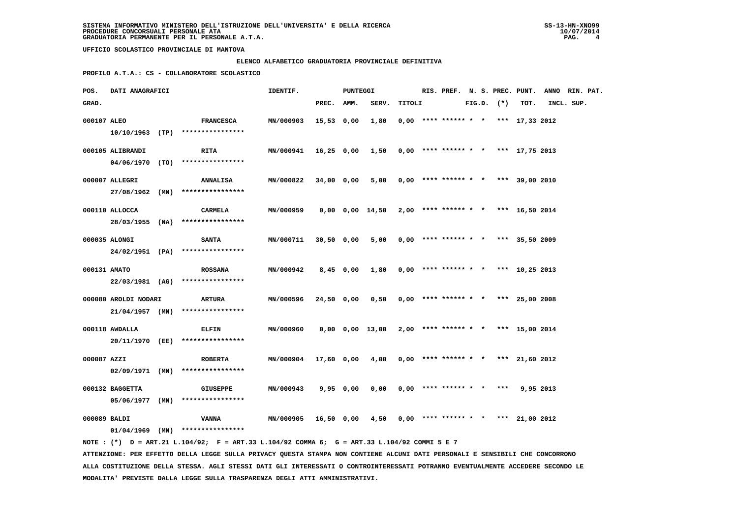SISTEMA INFORMATIVO MINISTERO DELL'ISTRUZIONE DELL'UNIVERSITA' E DELLA RICERCA
PROCEDURE CONCORSUALI PERSONALE ATA
GRADUATORIA PERMANENTE PER IL PERSONALE A.T.A.

UFFICIO SCOLASTICO PROVINCIALE DI MANTOVA

ELENCO ALFABETICO GRADUATORIA PROVINCIALE DEFINITIVA

PROFILO A.T.A.: CS - COLLABORATORE SCOLASTICO

| POS. GRAD. | DATI ANAGRAFICI | | IDENTIF. | PUNTEGGI PREC. | AMM. | SERV. | TITOLI | RIS. | PREF. | N. S. FIG.D. | PREC. (*) | PUNT. TOT. | ANNO INCL. | RIN. PAT. SUP. |
|---|---|---|---|---|---|---|---|---|---|---|---|---|---|---|
| 000107 | ALEO 10/10/1963 (TP) | FRANCESCA **************** | MN/000903 | 15,53 | 0,00 | 1,80 | 0,00 | **** | ****** | * * | *** | 17,33 | 2012 | |
| 000105 | ALIBRANDI 04/06/1970 (TO) | RITA **************** | MN/000941 | 16,25 | 0,00 | 1,50 | 0,00 | **** | ****** | * * | *** | 17,75 | 2013 | |
| 000007 | ALLEGRI 27/08/1962 (MN) | ANNALISA **************** | MN/000822 | 34,00 | 0,00 | 5,00 | 0,00 | **** | ****** | * * | *** | 39,00 | 2010 | |
| 000110 | ALLOCCA 28/03/1955 (NA) | CARMELA **************** | MN/000959 | 0,00 | 0,00 | 14,50 | 2,00 | **** | ****** | * * | *** | 16,50 | 2014 | |
| 000035 | ALONGI 24/02/1951 (PA) | SANTA **************** | MN/000711 | 30,50 | 0,00 | 5,00 | 0,00 | **** | ****** | * * | *** | 35,50 | 2009 | |
| 000131 | AMATO 22/03/1981 (AG) | ROSSANA **************** | MN/000942 | 8,45 | 0,00 | 1,80 | 0,00 | **** | ****** | * * | *** | 10,25 | 2013 | |
| 000080 | AROLDI NODARI 21/04/1957 (MN) | ARTURA **************** | MN/000596 | 24,50 | 0,00 | 0,50 | 0,00 | **** | ****** | * * | *** | 25,00 | 2008 | |
| 000118 | AWDALLA 20/11/1970 (EE) | ELFIN **************** | MN/000960 | 0,00 | 0,00 | 13,00 | 2,00 | **** | ****** | * * | *** | 15,00 | 2014 | |
| 000087 | AZZI 02/09/1971 (MN) | ROBERTA **************** | MN/000904 | 17,60 | 0,00 | 4,00 | 0,00 | **** | ****** | * * | *** | 21,60 | 2012 | |
| 000132 | BAGGETTA 05/06/1977 (MN) | GIUSEPPE **************** | MN/000943 | 9,95 | 0,00 | 0,00 | 0,00 | **** | ****** | * * | *** | 9,95 | 2013 | |
| 000089 | BALDI 01/04/1969 (MN) | VANNA **************** | MN/000905 | 16,50 | 0,00 | 4,50 | 0,00 | **** | ****** | * * | *** | 21,00 | 2012 | |

NOTE : (*) D = ART.21 L.104/92; F = ART.33 L.104/92 COMMA 6; G = ART.33 L.104/92 COMMI 5 E 7

ATTENZIONE: PER EFFETTO DELLA LEGGE SULLA PRIVACY QUESTA STAMPA NON CONTIENE ALCUNI DATI PERSONALI E SENSIBILI CHE CONCORRONO ALLA COSTITUZIONE DELLA STESSA. AGLI STESSI DATI GLI INTERESSATI O CONTROINTERESSATI POTRANNO EVENTUALMENTE ACCEDERE SECONDO LE MODALITA' PREVISTE DALLA LEGGE SULLA TRASPARENZA DEGLI ATTI AMMINISTRATIVI.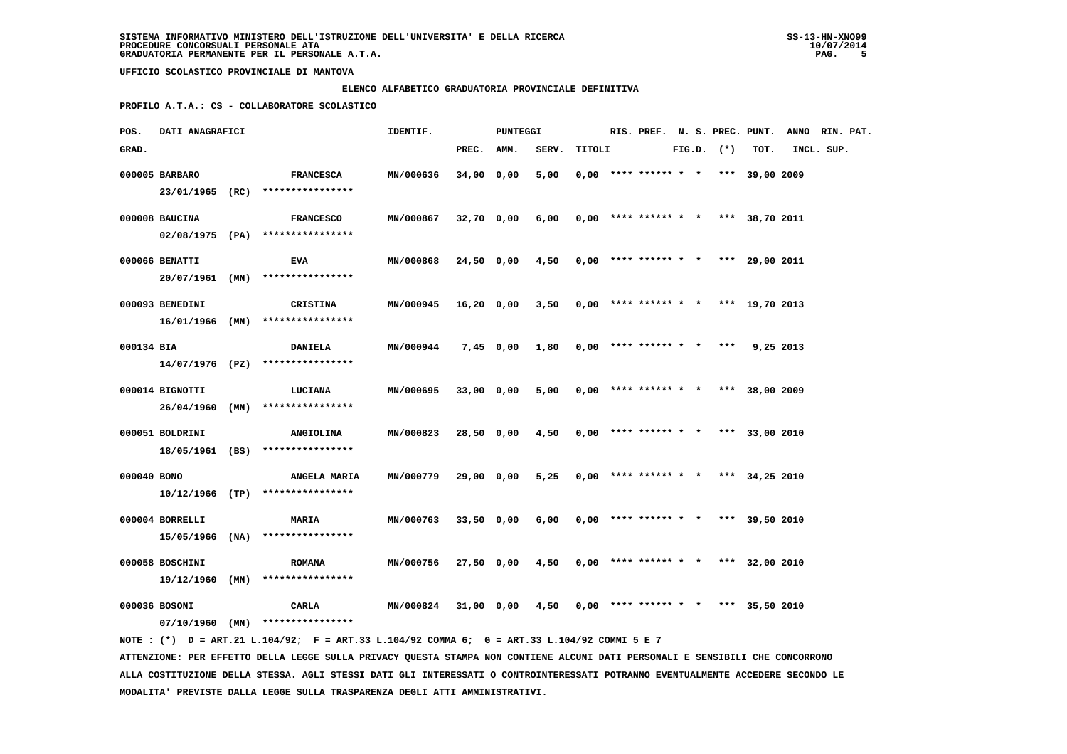SISTEMA INFORMATIVO MINISTERO DELL'ISTRUZIONE DELL'UNIVERSITA' E DELLA RICERCA
PROCEDURE CONCORSUALI PERSONALE ATA
GRADUATORIA PERMANENTE PER IL PERSONALE A.T.A.

SS-13-HN-XNO99
10/07/2014

UFFICIO SCOLASTICO PROVINCIALE DI MANTOVA

**ELENCO ALFABETICO GRADUATORIA PROVINCIALE DEFINITIVA**

**PROFILO A.T.A.: CS - COLLABORATORE SCOLASTICO**

| POS. GRAD. | DATI ANAGRAFICI | | | IDENTIF. | PUNTEGGI PREC. | AMM. | SERV. | TITOLI | RIS. | PREF. | N. S. FIG.D. | PREC. (*) | PUNT. TOT. | ANNO INCL. | RIN. PAT. SUP. |
|---|---|---|---|---|---|---|---|---|---|---|---|---|---|---|---|
| 000005 | BARBARO 23/01/1965 | (RC) | FRANCESCA **************** | MN/000636 | 34,00 | 0,00 | 5,00 | 0,00 | **** | ****** | * * | *** | 39,00 | 2009 | |
| 000008 | BAUCINA 02/08/1975 | (PA) | FRANCESCO **************** | MN/000867 | 32,70 | 0,00 | 6,00 | 0,00 | **** | ****** | * * | *** | 38,70 | 2011 | |
| 000066 | BENATTI 20/07/1961 | (MN) | EVA **************** | MN/000868 | 24,50 | 0,00 | 4,50 | 0,00 | **** | ****** | * * | *** | 29,00 | 2011 | |
| 000093 | BENEDINI 16/01/1966 | (MN) | CRISTINA **************** | MN/000945 | 16,20 | 0,00 | 3,50 | 0,00 | **** | ****** | * * | *** | 19,70 | 2013 | |
| 000134 | BIA 14/07/1976 | (PZ) | DANIELA **************** | MN/000944 | 7,45 | 0,00 | 1,80 | 0,00 | **** | ****** | * * | *** | 9,25 | 2013 | |
| 000014 | BIGNOTTI 26/04/1960 | (MN) | LUCIANA **************** | MN/000695 | 33,00 | 0,00 | 5,00 | 0,00 | **** | ****** | * * | *** | 38,00 | 2009 | |
| 000051 | BOLDRINI 18/05/1961 | (BS) | ANGIOLINA **************** | MN/000823 | 28,50 | 0,00 | 4,50 | 0,00 | **** | ****** | * * | *** | 33,00 | 2010 | |
| 000040 | BONO 10/12/1966 | (TP) | ANGELA MARIA **************** | MN/000779 | 29,00 | 0,00 | 5,25 | 0,00 | **** | ****** | * * | *** | 34,25 | 2010 | |
| 000004 | BORRELLI 15/05/1966 | (NA) | MARIA **************** | MN/000763 | 33,50 | 0,00 | 6,00 | 0,00 | **** | ****** | * * | *** | 39,50 | 2010 | |
| 000058 | BOSCHINI 19/12/1960 | (MN) | ROMANA **************** | MN/000756 | 27,50 | 0,00 | 4,50 | 0,00 | **** | ****** | * * | *** | 32,00 | 2010 | |
| 000036 | BOSONI 07/10/1960 | (MN) | CARLA **************** | MN/000824 | 31,00 | 0,00 | 4,50 | 0,00 | **** | ****** | * * | *** | 35,50 | 2010 | |

NOTE : (*) D = ART.21 L.104/92; F = ART.33 L.104/92 COMMA 6; G = ART.33 L.104/92 COMMI 5 E 7

ATTENZIONE: PER EFFETTO DELLA LEGGE SULLA PRIVACY QUESTA STAMPA NON CONTIENE ALCUNI DATI PERSONALI E SENSIBILI CHE CONCORRONO ALLA COSTITUZIONE DELLA STESSA. AGLI STESSI DATI GLI INTERESSATI O CONTROINTERESSATI POTRANNO EVENTUALMENTE ACCEDERE SECONDO LE MODALITA' PREVISTE DALLA LEGGE SULLA TRASPARENZA DEGLI ATTI AMMINISTRATIVI.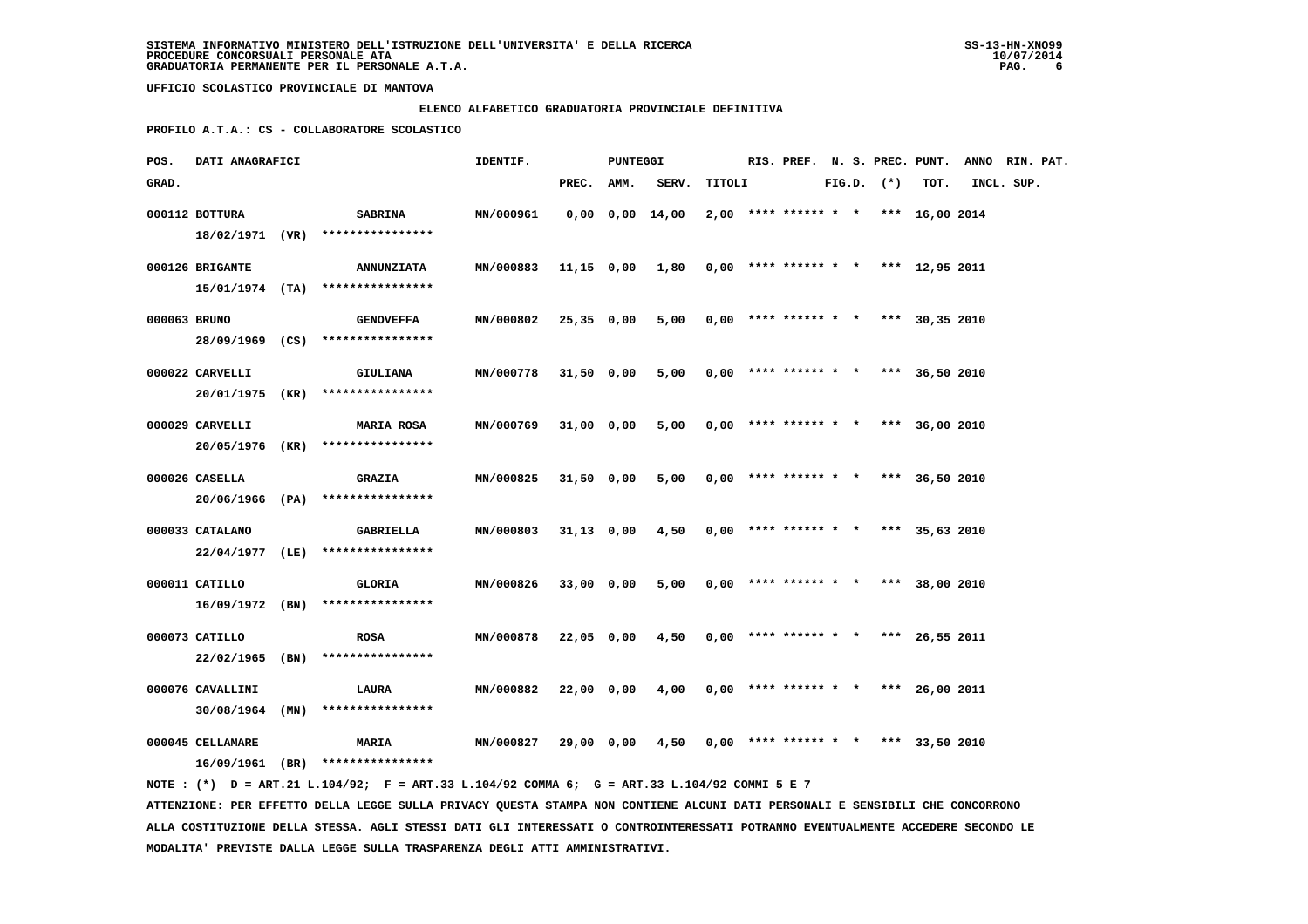SISTEMA INFORMATIVO MINISTERO DELL'ISTRUZIONE DELL'UNIVERSITA' E DELLA RICERCA
PROCEDURE CONCORSUALI PERSONALE ATA
GRADUATORIA PERMANENTE PER IL PERSONALE A.T.A.

UFFICIO SCOLASTICO PROVINCIALE DI MANTOVA

ELENCO ALFABETICO GRADUATORIA PROVINCIALE DEFINITIVA

PROFILO A.T.A.: CS - COLLABORATORE SCOLASTICO

| POS. GRAD. | DATI ANAGRAFICI | | IDENTIF. | PUNTEGGI PREC. | AMM. | SERV. | TITOLI | RIS. | PREF. | N. S. FIG.D. | PREC. (*) | PUNT. TOT. | ANNO INCL. | RIN. PAT. SUP. |
|---|---|---|---|---|---|---|---|---|---|---|---|---|---|---|
| 000112 | BOTTURA 18/02/1971 (VR) | SABRINA **************** | MN/000961 | 0,00 | 0,00 | 14,00 | 2,00 | **** | ****** | * * | *** | 16,00 | 2014 | |
| 000126 | BRIGANTE 15/01/1974 (TA) | ANNUNZIATA **************** | MN/000883 | 11,15 | 0,00 | 1,80 | 0,00 | **** | ****** | * * | *** | 12,95 | 2011 | |
| 000063 | BRUNO 28/09/1969 (CS) | GENOVEFFA **************** | MN/000802 | 25,35 | 0,00 | 5,00 | 0,00 | **** | ****** | * * | *** | 30,35 | 2010 | |
| 000022 | CARVELLI 20/01/1975 (KR) | GIULIANA **************** | MN/000778 | 31,50 | 0,00 | 5,00 | 0,00 | **** | ****** | * * | *** | 36,50 | 2010 | |
| 000029 | CARVELLI 20/05/1976 (KR) | MARIA ROSA **************** | MN/000769 | 31,00 | 0,00 | 5,00 | 0,00 | **** | ****** | * * | *** | 36,00 | 2010 | |
| 000026 | CASELLA 20/06/1966 (PA) | GRAZIA **************** | MN/000825 | 31,50 | 0,00 | 5,00 | 0,00 | **** | ****** | * * | *** | 36,50 | 2010 | |
| 000033 | CATALANO 22/04/1977 (LE) | GABRIELLA **************** | MN/000803 | 31,13 | 0,00 | 4,50 | 0,00 | **** | ****** | * * | *** | 35,63 | 2010 | |
| 000011 | CATILLO 16/09/1972 (BN) | GLORIA **************** | MN/000826 | 33,00 | 0,00 | 5,00 | 0,00 | **** | ****** | * * | *** | 38,00 | 2010 | |
| 000073 | CATILLO 22/02/1965 (BN) | ROSA **************** | MN/000878 | 22,05 | 0,00 | 4,50 | 0,00 | **** | ****** | * * | *** | 26,55 | 2011 | |
| 000076 | CAVALLINI 30/08/1964 (MN) | LAURA **************** | MN/000882 | 22,00 | 0,00 | 4,00 | 0,00 | **** | ****** | * * | *** | 26,00 | 2011 | |
| 000045 | CELLAMARE 16/09/1961 (BR) | MARIA **************** | MN/000827 | 29,00 | 0,00 | 4,50 | 0,00 | **** | ****** | * * | *** | 33,50 | 2010 | |

NOTE : (*) D = ART.21 L.104/92; F = ART.33 L.104/92 COMMA 6; G = ART.33 L.104/92 COMMI 5 E 7

ATTENZIONE: PER EFFETTO DELLA LEGGE SULLA PRIVACY QUESTA STAMPA NON CONTIENE ALCUNI DATI PERSONALI E SENSIBILI CHE CONCORRONO ALLA COSTITUZIONE DELLA STESSA. AGLI STESSI DATI GLI INTERESSATI O CONTROINTERESSATI POTRANNO EVENTUALMENTE ACCEDERE SECONDO LE MODALITA' PREVISTE DALLA LEGGE SULLA TRASPARENZA DEGLI ATTI AMMINISTRATIVI.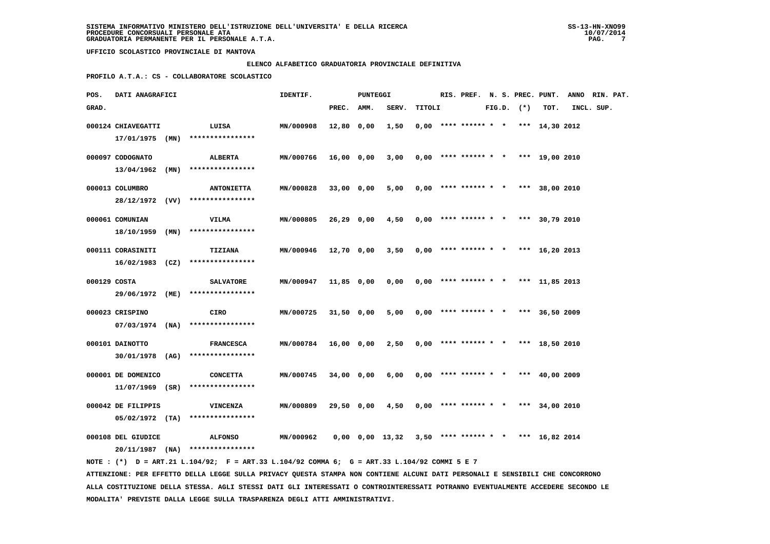SISTEMA INFORMATIVO MINISTERO DELL'ISTRUZIONE DELL'UNIVERSITA' E DELLA RICERCA
PROCEDURE CONCORSUALI PERSONALE ATA
GRADUATORIA PERMANENTE PER IL PERSONALE A.T.A.

UFFICIO SCOLASTICO PROVINCIALE DI MANTOVA

**ELENCO ALFABETICO GRADUATORIA PROVINCIALE DEFINITIVA**

**PROFILO A.T.A.: CS - COLLABORATORE SCOLASTICO**

| POS. GRAD. | DATI ANAGRAFICI | | IDENTIF. | PUNTEGGI PREC. | AMM. | SERV. | TITOLI | RIS. | PREF. | N. S. FIG.D. | PREC. (*) | PUNT. TOT. | ANNO INCL. | RIN. SUP. | PAT. |
|---|---|---|---|---|---|---|---|---|---|---|---|---|---|---|---|
| 000124 | CHIAVEGATTI 17/01/1975 (MN) | LUISA **************** | MN/000908 | 12,80 | 0,00 | 1,50 | 0,00 | **** | ****** | * * | *** | 14,30 | 2012 | | |
| 000097 | CODOGNATO 13/04/1962 (MN) | ALBERTA **************** | MN/000766 | 16,00 | 0,00 | 3,00 | 0,00 | **** | ****** | * * | *** | 19,00 | 2010 | | |
| 000013 | COLUMBRO 28/12/1972 (VV) | ANTONIETTA **************** | MN/000828 | 33,00 | 0,00 | 5,00 | 0,00 | **** | ****** | * * | *** | 38,00 | 2010 | | |
| 000061 | COMUNIAN 18/10/1959 (MN) | VILMA **************** | MN/000805 | 26,29 | 0,00 | 4,50 | 0,00 | **** | ****** | * * | *** | 30,79 | 2010 | | |
| 000111 | CORASINITI 16/02/1983 (CZ) | TIZIANA **************** | MN/000946 | 12,70 | 0,00 | 3,50 | 0,00 | **** | ****** | * * | *** | 16,20 | 2013 | | |
| 000129 | COSTA 29/06/1972 (ME) | SALVATORE **************** | MN/000947 | 11,85 | 0,00 | 0,00 | 0,00 | **** | ****** | * * | *** | 11,85 | 2013 | | |
| 000023 | CRISPINO 07/03/1974 (NA) | CIRO **************** | MN/000725 | 31,50 | 0,00 | 5,00 | 0,00 | **** | ****** | * * | *** | 36,50 | 2009 | | |
| 000101 | DAINOTTO 30/01/1978 (AG) | FRANCESCA **************** | MN/000784 | 16,00 | 0,00 | 2,50 | 0,00 | **** | ****** | * * | *** | 18,50 | 2010 | | |
| 000001 | DE DOMENICO 11/07/1969 (SR) | CONCETTA **************** | MN/000745 | 34,00 | 0,00 | 6,00 | 0,00 | **** | ****** | * * | *** | 40,00 | 2009 | | |
| 000042 | DE FILIPPIS 05/02/1972 (TA) | VINCENZA **************** | MN/000809 | 29,50 | 0,00 | 4,50 | 0,00 | **** | ****** | * * | *** | 34,00 | 2010 | | |
| 000108 | DEL GIUDICE 20/11/1987 (NA) | ALFONSO **************** | MN/000962 | 0,00 | 0,00 | 13,32 | 3,50 | **** | ****** | * * | *** | 16,82 | 2014 | | |

NOTE : (*) D = ART.21 L.104/92; F = ART.33 L.104/92 COMMA 6; G = ART.33 L.104/92 COMMI 5 E 7

ATTENZIONE: PER EFFETTO DELLA LEGGE SULLA PRIVACY QUESTA STAMPA NON CONTIENE ALCUNI DATI PERSONALI E SENSIBILI CHE CONCORRONO ALLA COSTITUZIONE DELLA STESSA. AGLI STESSI DATI GLI INTERESSATI O CONTROINTERESSATI POTRANNO EVENTUALMENTE ACCEDERE SECONDO LE MODALITA' PREVISTE DALLA LEGGE SULLA TRASPARENZA DEGLI ATTI AMMINISTRATIVI.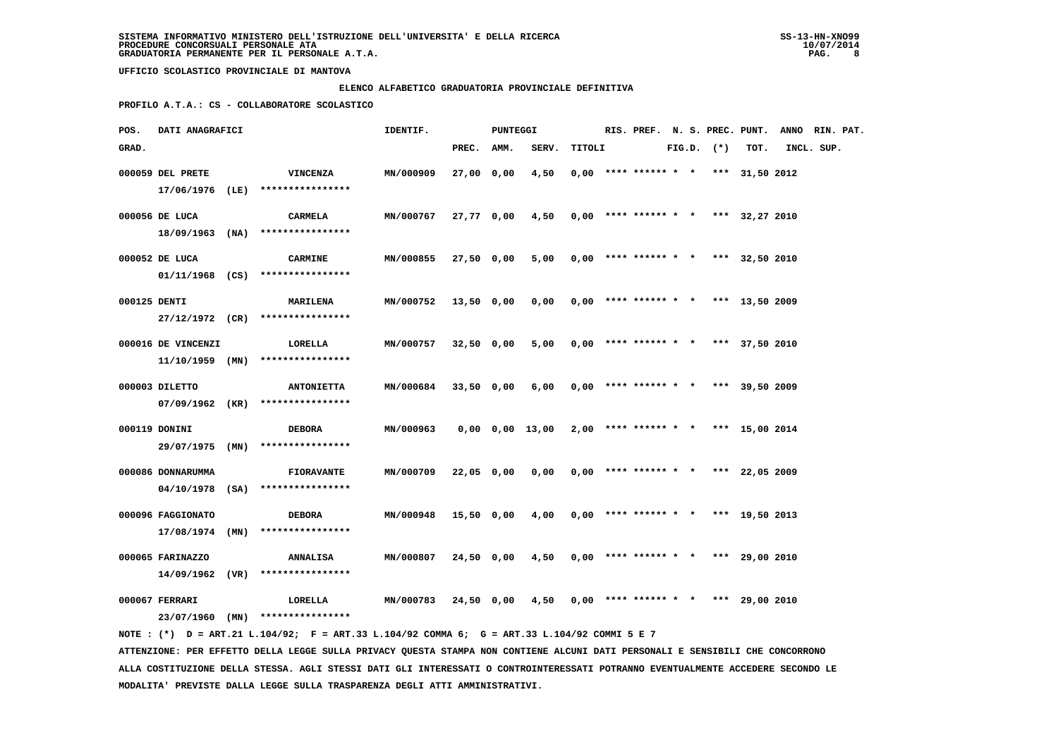SISTEMA INFORMATIVO MINISTERO DELL'ISTRUZIONE DELL'UNIVERSITA' E DELLA RICERCA
PROCEDURE CONCORSUALI PERSONALE ATA
GRADUATORIA PERMANENTE PER IL PERSONALE A.T.A.

SS-13-HN-XNO99
10/07/2014

UFFICIO SCOLASTICO PROVINCIALE DI MANTOVA

ELENCO ALFABETICO GRADUATORIA PROVINCIALE DEFINITIVA

PROFILO A.T.A.: CS - COLLABORATORE SCOLASTICO

| POS. GRAD. | DATI ANAGRAFICI | | IDENTIF. | PUNTEGGI PREC. | AMM. | SERV. | TITOLI | RIS. | PREF. | N. S. FIG.D. | PREC. (*) | PUNT. TOT. | ANNO INCL. | RIN. SUP. | PAT. |
|---|---|---|---|---|---|---|---|---|---|---|---|---|---|---|---|
| 000059 | DEL PRETE 17/06/1976 (LE) | VINCENZA **************** | MN/000909 | 27,00 | 0,00 | 4,50 | 0,00 | **** | ****** | * * | *** | 31,50 | 2012 | | |
| 000056 | DE LUCA 18/09/1963 (NA) | CARMELA **************** | MN/000767 | 27,77 | 0,00 | 4,50 | 0,00 | **** | ****** | * * | *** | 32,27 | 2010 | | |
| 000052 | DE LUCA 01/11/1968 (CS) | CARMINE **************** | MN/000855 | 27,50 | 0,00 | 5,00 | 0,00 | **** | ****** | * * | *** | 32,50 | 2010 | | |
| 000125 | DENTI 27/12/1972 (CR) | MARILENA **************** | MN/000752 | 13,50 | 0,00 | 0,00 | 0,00 | **** | ****** | * * | *** | 13,50 | 2009 | | |
| 000016 | DE VINCENZI 11/10/1959 (MN) | LORELLA **************** | MN/000757 | 32,50 | 0,00 | 5,00 | 0,00 | **** | ****** | * * | *** | 37,50 | 2010 | | |
| 000003 | DILETTO 07/09/1962 (KR) | ANTONIETTA **************** | MN/000684 | 33,50 | 0,00 | 6,00 | 0,00 | **** | ****** | * * | *** | 39,50 | 2009 | | |
| 000119 | DONINI 29/07/1975 (MN) | DEBORA **************** | MN/000963 | 0,00 | 0,00 | 13,00 | 2,00 | **** | ****** | * * | *** | 15,00 | 2014 | | |
| 000086 | DONNARUMMA 04/10/1978 (SA) | FIORAVANTE **************** | MN/000709 | 22,05 | 0,00 | 0,00 | 0,00 | **** | ****** | * * | *** | 22,05 | 2009 | | |
| 000096 | FAGGIONATO 17/08/1974 (MN) | DEBORA **************** | MN/000948 | 15,50 | 0,00 | 4,00 | 0,00 | **** | ****** | * * | *** | 19,50 | 2013 | | |
| 000065 | FARINAZZO 14/09/1962 (VR) | ANNALISA **************** | MN/000807 | 24,50 | 0,00 | 4,50 | 0,00 | **** | ****** | * * | *** | 29,00 | 2010 | | |
| 000067 | FERRARI 23/07/1960 (MN) | LORELLA **************** | MN/000783 | 24,50 | 0,00 | 4,50 | 0,00 | **** | ****** | * * | *** | 29,00 | 2010 | | |

NOTE : (*) D = ART.21 L.104/92; F = ART.33 L.104/92 COMMA 6; G = ART.33 L.104/92 COMMI 5 E 7

ATTENZIONE: PER EFFETTO DELLA LEGGE SULLA PRIVACY QUESTA STAMPA NON CONTIENE ALCUNI DATI PERSONALI E SENSIBILI CHE CONCORRONO ALLA COSTITUZIONE DELLA STESSA. AGLI STESSI DATI GLI INTERESSATI O CONTROINTERESSATI POTRANNO EVENTUALMENTE ACCEDERE SECONDO LE MODALITA' PREVISTE DALLA LEGGE SULLA TRASPARENZA DEGLI ATTI AMMINISTRATIVI.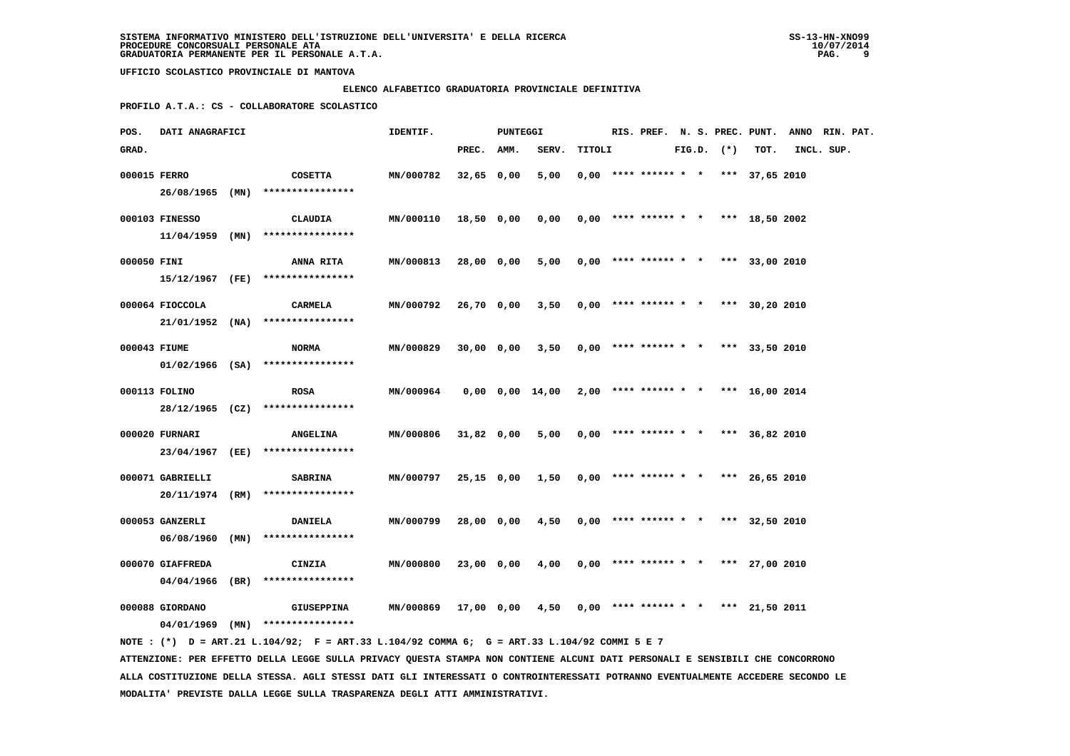SISTEMA INFORMATIVO MINISTERO DELL'ISTRUZIONE DELL'UNIVERSITA' E DELLA RICERCA
PROCEDURE CONCORSUALI PERSONALE ATA
GRADUATORIA PERMANENTE PER IL PERSONALE A.T.A.

UFFICIO SCOLASTICO PROVINCIALE DI MANTOVA

ELENCO ALFABETICO GRADUATORIA PROVINCIALE DEFINITIVA

PROFILO A.T.A.: CS - COLLABORATORE SCOLASTICO

| POS. GRAD. | DATI ANAGRAFICI | | IDENTIF. | PUNTEGGI PREC. | AMM. | SERV. | TITOLI | RIS. | PREF. | N. S. FIG.D. | PREC. (*) | PUNT. TOT. | ANNO INCL. | RIN. PAT. SUP. |
|---|---|---|---|---|---|---|---|---|---|---|---|---|---|---|
| 000015 | FERRO 26/08/1965 (MN) | COSETTA **************** | MN/000782 | 32,65 | 0,00 | 5,00 | 0,00 | **** | ****** | * * | *** | 37,65 | 2010 | |
| 000103 | FINESSO 11/04/1959 (MN) | CLAUDIA **************** | MN/000110 | 18,50 | 0,00 | 0,00 | 0,00 | **** | ****** | * * | *** | 18,50 | 2002 | |
| 000050 | FINI 15/12/1967 (FE) | ANNA RITA **************** | MN/000813 | 28,00 | 0,00 | 5,00 | 0,00 | **** | ****** | * * | *** | 33,00 | 2010 | |
| 000064 | FIOCCOLA 21/01/1952 (NA) | CARMELA **************** | MN/000792 | 26,70 | 0,00 | 3,50 | 0,00 | **** | ****** | * * | *** | 30,20 | 2010 | |
| 000043 | FIUME 01/02/1966 (SA) | NORMA **************** | MN/000829 | 30,00 | 0,00 | 3,50 | 0,00 | **** | ****** | * * | *** | 33,50 | 2010 | |
| 000113 | FOLINO 28/12/1965 (CZ) | ROSA **************** | MN/000964 | 0,00 | 0,00 | 14,00 | 2,00 | **** | ****** | * * | *** | 16,00 | 2014 | |
| 000020 | FURNARI 23/04/1967 (EE) | ANGELINA **************** | MN/000806 | 31,82 | 0,00 | 5,00 | 0,00 | **** | ****** | * * | *** | 36,82 | 2010 | |
| 000071 | GABRIELLI 20/11/1974 (RM) | SABRINA **************** | MN/000797 | 25,15 | 0,00 | 1,50 | 0,00 | **** | ****** | * * | *** | 26,65 | 2010 | |
| 000053 | GANZERLI 06/08/1960 (MN) | DANIELA **************** | MN/000799 | 28,00 | 0,00 | 4,50 | 0,00 | **** | ****** | * * | *** | 32,50 | 2010 | |
| 000070 | GIAFFREDA 04/04/1966 (BR) | CINZIA **************** | MN/000800 | 23,00 | 0,00 | 4,00 | 0,00 | **** | ****** | * * | *** | 27,00 | 2010 | |
| 000088 | GIORDANO 04/01/1969 (MN) | GIUSEPPINA **************** | MN/000869 | 17,00 | 0,00 | 4,50 | 0,00 | **** | ****** | * * | *** | 21,50 | 2011 | |

NOTE : (*) D = ART.21 L.104/92; F = ART.33 L.104/92 COMMA 6; G = ART.33 L.104/92 COMMI 5 E 7

ATTENZIONE: PER EFFETTO DELLA LEGGE SULLA PRIVACY QUESTA STAMPA NON CONTIENE ALCUNI DATI PERSONALI E SENSIBILI CHE CONCORRONO ALLA COSTITUZIONE DELLA STESSA. AGLI STESSI DATI GLI INTERESSATI O CONTROINTERESSATI POTRANNO EVENTUALMENTE ACCEDERE SECONDO LE MODALITA' PREVISTE DALLA LEGGE SULLA TRASPARENZA DEGLI ATTI AMMINISTRATIVI.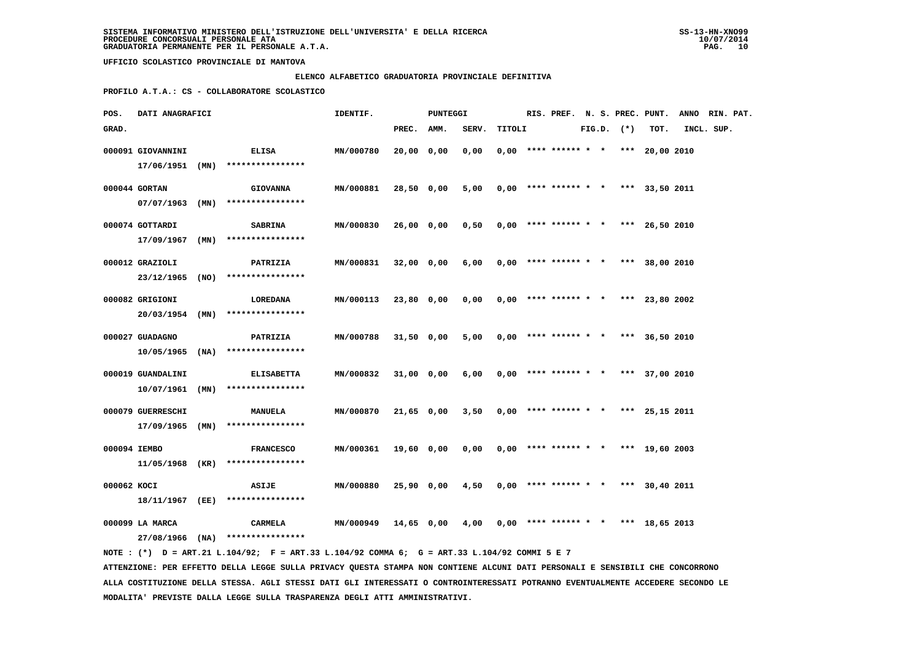SISTEMA INFORMATIVO MINISTERO DELL'ISTRUZIONE DELL'UNIVERSITA' E DELLA RICERCA
PROCEDURE CONCORSUALI PERSONALE ATA
GRADUATORIA PERMANENTE PER IL PERSONALE A.T.A.

UFFICIO SCOLASTICO PROVINCIALE DI MANTOVA

ELENCO ALFABETICO GRADUATORIA PROVINCIALE DEFINITIVA

PROFILO A.T.A.: CS - COLLABORATORE SCOLASTICO

| POS. GRAD. | DATI ANAGRAFICI | | IDENTIF. | PUNTEGGI PREC. | AMM. | SERV. | TITOLI | RIS. | PREF. | N. S. FIG.D. | PREC. (*) | PUNT. TOT. | ANNO INCL. | RIN. PAT. SUP. |
|---|---|---|---|---|---|---|---|---|---|---|---|---|---|---|
| 000091 | GIOVANNINI 17/06/1951 (MN) | ELISA **************** | MN/000780 | 20,00 | 0,00 | 0,00 | 0,00 | **** | ****** | * * | *** | 20,00 | 2010 | |
| 000044 | GORTAN 07/07/1963 (MN) | GIOVANNA **************** | MN/000881 | 28,50 | 0,00 | 5,00 | 0,00 | **** | ****** | * * | *** | 33,50 | 2011 | |
| 000074 | GOTTARDI 17/09/1967 (MN) | SABRINA **************** | MN/000830 | 26,00 | 0,00 | 0,50 | 0,00 | **** | ****** | * * | *** | 26,50 | 2010 | |
| 000012 | GRAZIOLI 23/12/1965 (NO) | PATRIZIA **************** | MN/000831 | 32,00 | 0,00 | 6,00 | 0,00 | **** | ****** | * * | *** | 38,00 | 2010 | |
| 000082 | GRIGIONI 20/03/1954 (MN) | LOREDANA **************** | MN/000113 | 23,80 | 0,00 | 0,00 | 0,00 | **** | ****** | * * | *** | 23,80 | 2002 | |
| 000027 | GUADAGNO 10/05/1965 (NA) | PATRIZIA **************** | MN/000788 | 31,50 | 0,00 | 5,00 | 0,00 | **** | ****** | * * | *** | 36,50 | 2010 | |
| 000019 | GUANDALINI 10/07/1961 (MN) | ELISABETTA **************** | MN/000832 | 31,00 | 0,00 | 6,00 | 0,00 | **** | ****** | * * | *** | 37,00 | 2010 | |
| 000079 | GUERRESCHI 17/09/1965 (MN) | MANUELA **************** | MN/000870 | 21,65 | 0,00 | 3,50 | 0,00 | **** | ****** | * * | *** | 25,15 | 2011 | |
| 000094 | IEMBO 11/05/1968 (KR) | FRANCESCO **************** | MN/000361 | 19,60 | 0,00 | 0,00 | 0,00 | **** | ****** | * * | *** | 19,60 | 2003 | |
| 000062 | KOCI 18/11/1967 (EE) | ASIJE **************** | MN/000880 | 25,90 | 0,00 | 4,50 | 0,00 | **** | ****** | * * | *** | 30,40 | 2011 | |
| 000099 | LA MARCA 27/08/1966 (NA) | CARMELA **************** | MN/000949 | 14,65 | 0,00 | 4,00 | 0,00 | **** | ****** | * * | *** | 18,65 | 2013 | |

NOTE : (*) D = ART.21 L.104/92; F = ART.33 L.104/92 COMMA 6; G = ART.33 L.104/92 COMMI 5 E 7

ATTENZIONE: PER EFFETTO DELLA LEGGE SULLA PRIVACY QUESTA STAMPA NON CONTIENE ALCUNI DATI PERSONALI E SENSIBILI CHE CONCORRONO ALLA COSTITUZIONE DELLA STESSA. AGLI STESSI DATI GLI INTERESSATI O CONTROINTERESSATI POTRANNO EVENTUALMENTE ACCEDERE SECONDO LE MODALITA' PREVISTE DALLA LEGGE SULLA TRASPARENZA DEGLI ATTI AMMINISTRATIVI.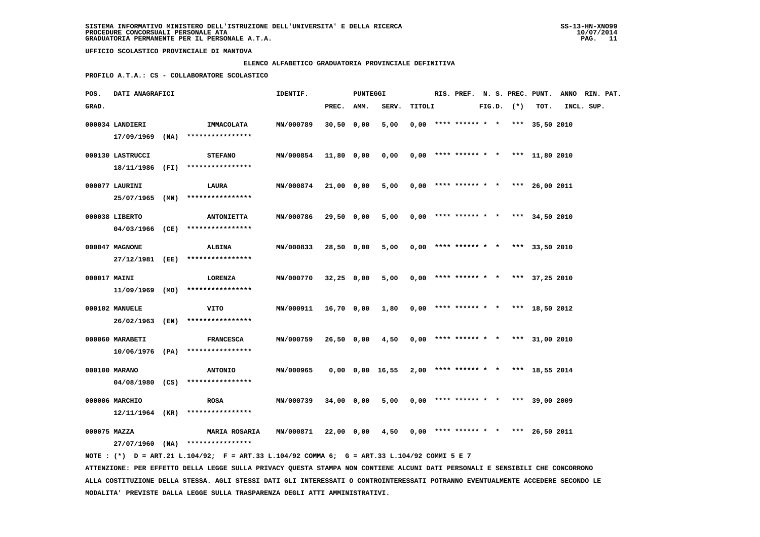**SISTEMA INFORMATIVO MINISTERO DELL'ISTRUZIONE DELL'UNIVERSITA' E DELLA RICERCA**
**PROCEDURE CONCORSUALI PERSONALE ATA**
**GRADUATORIA PERMANENTE PER IL PERSONALE A.T.A.**

SS-13-HN-XNO99
10/07/2014

**UFFICIO SCOLASTICO PROVINCIALE DI MANTOVA**

**ELENCO ALFABETICO GRADUATORIA PROVINCIALE DEFINITIVA**

**PROFILO A.T.A.: CS - COLLABORATORE SCOLASTICO**

| POS. GRAD. | DATI ANAGRAFICI | | IDENTIF. | PUNTEGGI PREC. | AMM. | SERV. | TITOLI | RIS. | PREF. | N. S. FIG.D. | PREC. (*) | PUNT. TOT. | ANNO INCL. | RIN. SUP. | PAT. |
|---|---|---|---|---|---|---|---|---|---|---|---|---|---|---|---|
| 000034 | LANDIERI 17/09/1969 (NA) | IMMACOLATA **************** | MN/000789 | 30,50 | 0,00 | 5,00 | 0,00 | **** | ****** | * * | *** | 35,50 | 2010 | | |
| 000130 | LASTRUCCI 18/11/1986 (FI) | STEFANO **************** | MN/000854 | 11,80 | 0,00 | 0,00 | 0,00 | **** | ****** | * * | *** | 11,80 | 2010 | | |
| 000077 | LAURINI 25/07/1965 (MN) | LAURA **************** | MN/000874 | 21,00 | 0,00 | 5,00 | 0,00 | **** | ****** | * * | *** | 26,00 | 2011 | | |
| 000038 | LIBERTO 04/03/1966 (CE) | ANTONIETTA **************** | MN/000786 | 29,50 | 0,00 | 5,00 | 0,00 | **** | ****** | * * | *** | 34,50 | 2010 | | |
| 000047 | MAGNONE 27/12/1981 (EE) | ALBINA **************** | MN/000833 | 28,50 | 0,00 | 5,00 | 0,00 | **** | ****** | * * | *** | 33,50 | 2010 | | |
| 000017 | MAINI 11/09/1969 (MO) | LORENZA **************** | MN/000770 | 32,25 | 0,00 | 5,00 | 0,00 | **** | ****** | * * | *** | 37,25 | 2010 | | |
| 000102 | MANUELE 26/02/1963 (EN) | VITO **************** | MN/000911 | 16,70 | 0,00 | 1,80 | 0,00 | **** | ****** | * * | *** | 18,50 | 2012 | | |
| 000060 | MARABETI 10/06/1976 (PA) | FRANCESCA **************** | MN/000759 | 26,50 | 0,00 | 4,50 | 0,00 | **** | ****** | * * | *** | 31,00 | 2010 | | |
| 000100 | MARANO 04/08/1980 (CS) | ANTONIO **************** | MN/000965 | 0,00 | 0,00 | 16,55 | 2,00 | **** | ****** | * * | *** | 18,55 | 2014 | | |
| 000006 | MARCHIO 12/11/1964 (KR) | ROSA **************** | MN/000739 | 34,00 | 0,00 | 5,00 | 0,00 | **** | ****** | * * | *** | 39,00 | 2009 | | |
| 000075 | MAZZA 27/07/1960 (NA) | MARIA ROSARIA **************** | MN/000871 | 22,00 | 0,00 | 4,50 | 0,00 | **** | ****** | * * | *** | 26,50 | 2011 | | |

NOTE : (*) D = ART.21 L.104/92; F = ART.33 L.104/92 COMMA 6; G = ART.33 L.104/92 COMMI 5 E 7

ATTENZIONE: PER EFFETTO DELLA LEGGE SULLA PRIVACY QUESTA STAMPA NON CONTIENE ALCUNI DATI PERSONALI E SENSIBILI CHE CONCORRONO ALLA COSTITUZIONE DELLA STESSA. AGLI STESSI DATI GLI INTERESSATI O CONTROINTERESSATI POTRANNO EVENTUALMENTE ACCEDERE SECONDO LE MODALITA' PREVISTE DALLA LEGGE SULLA TRASPARENZA DEGLI ATTI AMMINISTRATIVI.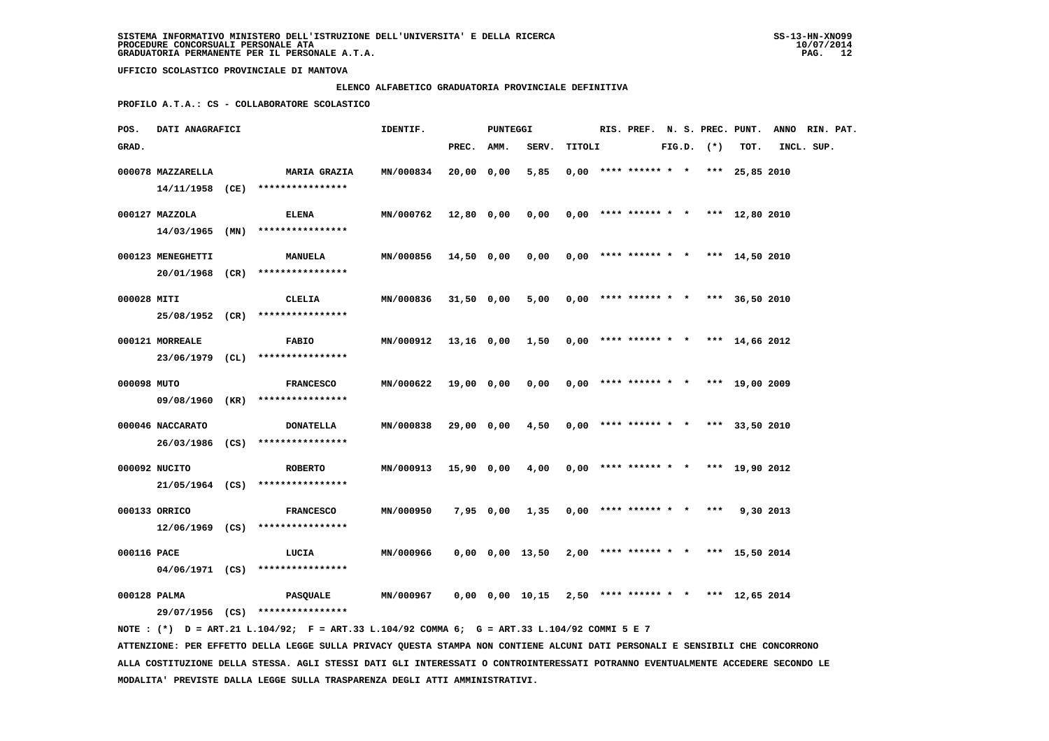SISTEMA INFORMATIVO MINISTERO DELL'ISTRUZIONE DELL'UNIVERSITA' E DELLA RICERCA
PROCEDURE CONCORSUALI PERSONALE ATA
GRADUATORIA PERMANENTE PER IL PERSONALE A.T.A.

UFFICIO SCOLASTICO PROVINCIALE DI MANTOVA

ELENCO ALFABETICO GRADUATORIA PROVINCIALE DEFINITIVA

PROFILO A.T.A.: CS - COLLABORATORE SCOLASTICO

| POS. GRAD. | DATI ANAGRAFICI | | IDENTIF. | PUNTEGGI PREC. | AMM. | SERV. | TITOLI | RIS. | PREF. | N. S. FIG.D. | PREC. (*) | PUNT. TOT. | ANNO INCL. | RIN. PAT. SUP. |
|---|---|---|---|---|---|---|---|---|---|---|---|---|---|---|
| 000078 | MAZZARELLA 14/11/1958 (CE) | MARIA GRAZIA **************** | MN/000834 | 20,00 | 0,00 | 5,85 | 0,00 | **** | ****** | * * | *** | 25,85 | 2010 | |
| 000127 | MAZZOLA 14/03/1965 (MN) | ELENA **************** | MN/000762 | 12,80 | 0,00 | 0,00 | 0,00 | **** | ****** | * * | *** | 12,80 | 2010 | |
| 000123 | MENEGHETTI 20/01/1968 (CR) | MANUELA **************** | MN/000856 | 14,50 | 0,00 | 0,00 | 0,00 | **** | ****** | * * | *** | 14,50 | 2010 | |
| 000028 | MITI 25/08/1952 (CR) | CLELIA **************** | MN/000836 | 31,50 | 0,00 | 5,00 | 0,00 | **** | ****** | * * | *** | 36,50 | 2010 | |
| 000121 | MORREALE 23/06/1979 (CL) | FABIO **************** | MN/000912 | 13,16 | 0,00 | 1,50 | 0,00 | **** | ****** | * * | *** | 14,66 | 2012 | |
| 000098 | MUTO 09/08/1960 (KR) | FRANCESCO **************** | MN/000622 | 19,00 | 0,00 | 0,00 | 0,00 | **** | ****** | * * | *** | 19,00 | 2009 | |
| 000046 | NACCARATO 26/03/1986 (CS) | DONATELLA **************** | MN/000838 | 29,00 | 0,00 | 4,50 | 0,00 | **** | ****** | * * | *** | 33,50 | 2010 | |
| 000092 | NUCITO 21/05/1964 (CS) | ROBERTO **************** | MN/000913 | 15,90 | 0,00 | 4,00 | 0,00 | **** | ****** | * * | *** | 19,90 | 2012 | |
| 000133 | ORRICO 12/06/1969 (CS) | FRANCESCO **************** | MN/000950 | 7,95 | 0,00 | 1,35 | 0,00 | **** | ****** | * * | *** | 9,30 | 2013 | |
| 000116 | PACE 04/06/1971 (CS) | LUCIA **************** | MN/000966 | 0,00 | 0,00 | 13,50 | 2,00 | **** | ****** | * * | *** | 15,50 | 2014 | |
| 000128 | PALMA 29/07/1956 (CS) | PASQUALE **************** | MN/000967 | 0,00 | 0,00 | 10,15 | 2,50 | **** | ****** | * * | *** | 12,65 | 2014 | |

NOTE : (*) D = ART.21 L.104/92; F = ART.33 L.104/92 COMMA 6; G = ART.33 L.104/92 COMMI 5 E 7

ATTENZIONE: PER EFFETTO DELLA LEGGE SULLA PRIVACY QUESTA STAMPA NON CONTIENE ALCUNI DATI PERSONALI E SENSIBILI CHE CONCORRONO ALLA COSTITUZIONE DELLA STESSA. AGLI STESSI DATI GLI INTERESSATI O CONTROINTERESSATI POTRANNO EVENTUALMENTE ACCEDERE SECONDO LE MODALITA' PREVISTE DALLA LEGGE SULLA TRASPARENZA DEGLI ATTI AMMINISTRATIVI.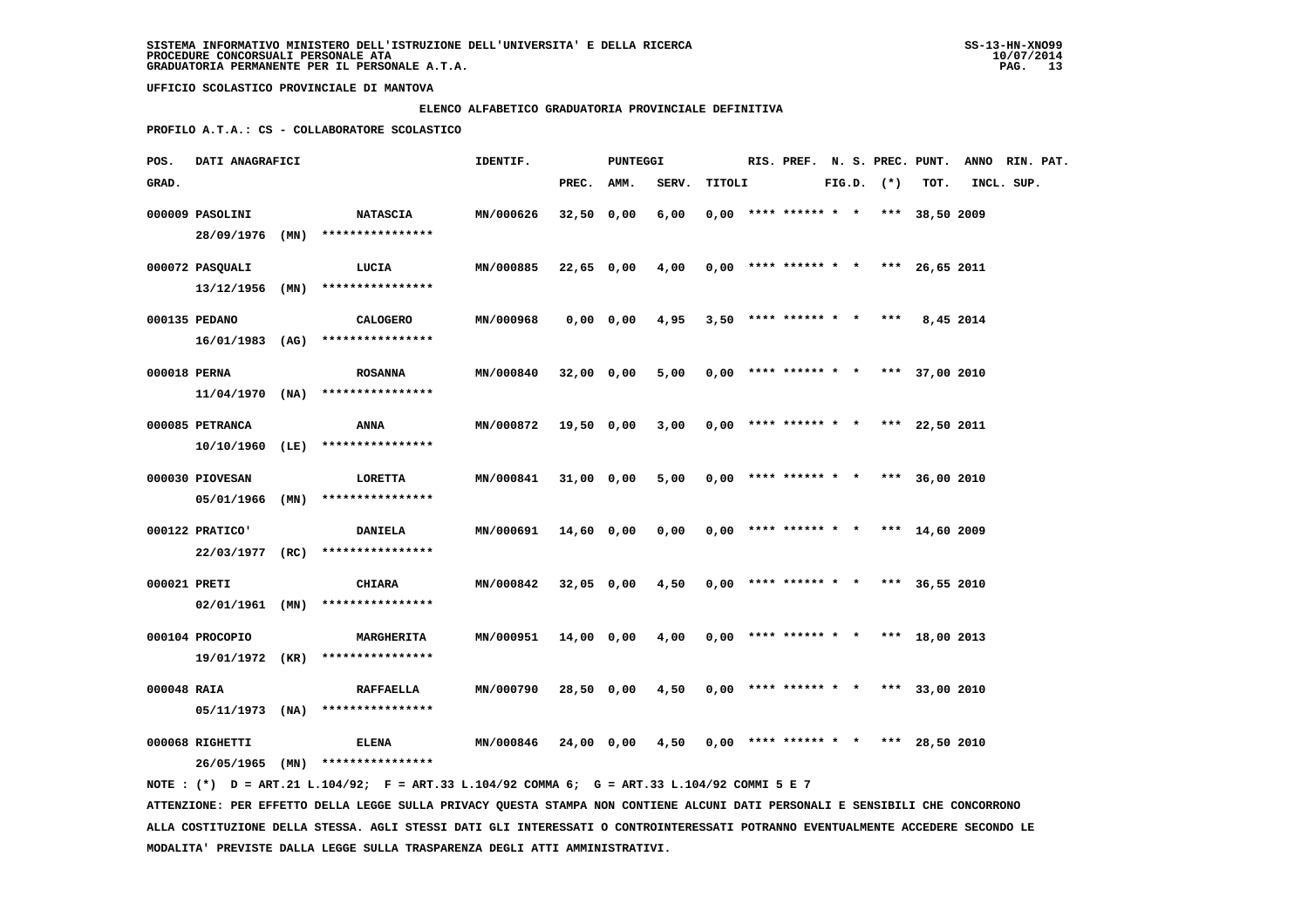SISTEMA INFORMATIVO MINISTERO DELL'ISTRUZIONE DELL'UNIVERSITA' E DELLA RICERCA
PROCEDURE CONCORSUALI PERSONALE ATA
GRADUATORIA PERMANENTE PER IL PERSONALE A.T.A.

SS-13-HN-XNO99
10/07/2014

UFFICIO SCOLASTICO PROVINCIALE DI MANTOVA

ELENCO ALFABETICO GRADUATORIA PROVINCIALE DEFINITIVA

PROFILO A.T.A.: CS - COLLABORATORE SCOLASTICO

| POS. GRAD. | DATI ANAGRAFICI | | IDENTIF. | PUNTEGGI PREC. | AMM. | SERV. | TITOLI | RIS. | PREF. | N. S. FIG.D. | PREC. (*) | PUNT. TOT. | ANNO INCL. | RIN. PAT. SUP. |
|---|---|---|---|---|---|---|---|---|---|---|---|---|---|---|
| 000009 | PASOLINI 28/09/1976 (MN) | NATASCIA **************** | MN/000626 | 32,50 | 0,00 | 6,00 | 0,00 | **** | ****** | * * | *** | 38,50 | 2009 | |
| 000072 | PASQUALI 13/12/1956 (MN) | LUCIA **************** | MN/000885 | 22,65 | 0,00 | 4,00 | 0,00 | **** | ****** | * * | *** | 26,65 | 2011 | |
| 000135 | PEDANO 16/01/1983 (AG) | CALOGERO **************** | MN/000968 | 0,00 | 0,00 | 4,95 | 3,50 | **** | ****** | * * | *** | 8,45 | 2014 | |
| 000018 | PERNA 11/04/1970 (NA) | ROSANNA **************** | MN/000840 | 32,00 | 0,00 | 5,00 | 0,00 | **** | ****** | * * | *** | 37,00 | 2010 | |
| 000085 | PETRANCA 10/10/1960 (LE) | ANNA **************** | MN/000872 | 19,50 | 0,00 | 3,00 | 0,00 | **** | ****** | * * | *** | 22,50 | 2011 | |
| 000030 | PIOVESAN 05/01/1966 (MN) | LORETTA **************** | MN/000841 | 31,00 | 0,00 | 5,00 | 0,00 | **** | ****** | * * | *** | 36,00 | 2010 | |
| 000122 | PRATICO' 22/03/1977 (RC) | DANIELA **************** | MN/000691 | 14,60 | 0,00 | 0,00 | 0,00 | **** | ****** | * * | *** | 14,60 | 2009 | |
| 000021 | PRETI 02/01/1961 (MN) | CHIARA **************** | MN/000842 | 32,05 | 0,00 | 4,50 | 0,00 | **** | ****** | * * | *** | 36,55 | 2010 | |
| 000104 | PROCOPIO 19/01/1972 (KR) | MARGHERITA **************** | MN/000951 | 14,00 | 0,00 | 4,00 | 0,00 | **** | ****** | * * | *** | 18,00 | 2013 | |
| 000048 | RAIA 05/11/1973 (NA) | RAFFAELLA **************** | MN/000790 | 28,50 | 0,00 | 4,50 | 0,00 | **** | ****** | * * | *** | 33,00 | 2010 | |
| 000068 | RIGHETTI 26/05/1965 (MN) | ELENA **************** | MN/000846 | 24,00 | 0,00 | 4,50 | 0,00 | **** | ****** | * * | *** | 28,50 | 2010 | |

NOTE : (*) D = ART.21 L.104/92; F = ART.33 L.104/92 COMMA 6; G = ART.33 L.104/92 COMMI 5 E 7

ATTENZIONE: PER EFFETTO DELLA LEGGE SULLA PRIVACY QUESTA STAMPA NON CONTIENE ALCUNI DATI PERSONALI E SENSIBILI CHE CONCORRONO ALLA COSTITUZIONE DELLA STESSA. AGLI STESSI DATI GLI INTERESSATI O CONTROINTERESSATI POTRANNO EVENTUALMENTE ACCEDERE SECONDO LE MODALITA' PREVISTE DALLA LEGGE SULLA TRASPARENZA DEGLI ATTI AMMINISTRATIVI.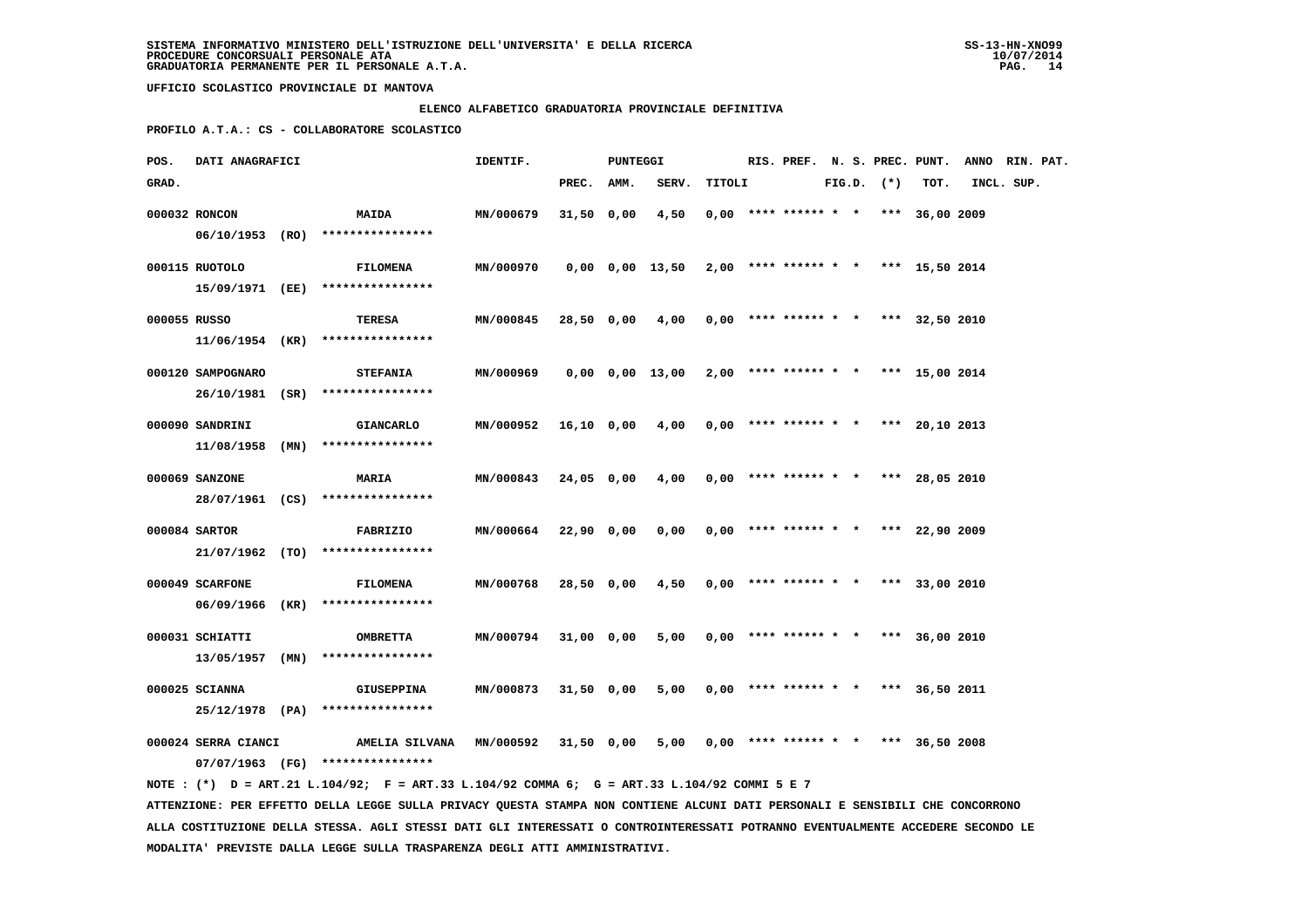**UFFICIO SCOLASTICO PROVINCIALE DI MANTOVA**

**ELENCO ALFABETICO GRADUATORIA PROVINCIALE DEFINITIVA**

**PROFILO A.T.A.: CS - COLLABORATORE SCOLASTICO**

| POS. GRAD. | DATI ANAGRAFICI | | IDENTIF. | PUNTEGGI PREC. | AMM. | SERV. | TITOLI | RIS. | PREF. | N. S. FIG.D. | PREC. (*) | PUNT. TOT. | ANNO INCL. | RIN. SUP. | PAT. |
|---|---|---|---|---|---|---|---|---|---|---|---|---|---|---|---|
| 000032 | RONCON 06/10/1953 (RO) | MAIDA **************** | MN/000679 | 31,50 | 0,00 | 4,50 | 0,00 | **** | ****** | * * | *** | 36,00 | 2009 | | |
| 000115 | RUOTOLO 15/09/1971 (EE) | FILOMENA **************** | MN/000970 | 0,00 | 0,00 | 13,50 | 2,00 | **** | ****** | * * | *** | 15,50 | 2014 | | |
| 000055 | RUSSO 11/06/1954 (KR) | TERESA **************** | MN/000845 | 28,50 | 0,00 | 4,00 | 0,00 | **** | ****** | * * | *** | 32,50 | 2010 | | |
| 000120 | SAMPOGNARO 26/10/1981 (SR) | STEFANIA **************** | MN/000969 | 0,00 | 0,00 | 13,00 | 2,00 | **** | ****** | * * | *** | 15,00 | 2014 | | |
| 000090 | SANDRINI 11/08/1958 (MN) | GIANCARLO **************** | MN/000952 | 16,10 | 0,00 | 4,00 | 0,00 | **** | ****** | * * | *** | 20,10 | 2013 | | |
| 000069 | SANZONE 28/07/1961 (CS) | MARIA **************** | MN/000843 | 24,05 | 0,00 | 4,00 | 0,00 | **** | ****** | * * | *** | 28,05 | 2010 | | |
| 000084 | SARTOR 21/07/1962 (TO) | FABRIZIO **************** | MN/000664 | 22,90 | 0,00 | 0,00 | 0,00 | **** | ****** | * * | *** | 22,90 | 2009 | | |
| 000049 | SCARFONE 06/09/1966 (KR) | FILOMENA **************** | MN/000768 | 28,50 | 0,00 | 4,50 | 0,00 | **** | ****** | * * | *** | 33,00 | 2010 | | |
| 000031 | SCHIATTI 13/05/1957 (MN) | OMBRETTA **************** | MN/000794 | 31,00 | 0,00 | 5,00 | 0,00 | **** | ****** | * * | *** | 36,00 | 2010 | | |
| 000025 | SCIANNA 25/12/1978 (PA) | GIUSEPPINA **************** | MN/000873 | 31,50 | 0,00 | 5,00 | 0,00 | **** | ****** | * * | *** | 36,50 | 2011 | | |
| 000024 | SERRA CIANCI 07/07/1963 (FG) | AMELIA SILVANA **************** | MN/000592 | 31,50 | 0,00 | 5,00 | 0,00 | **** | ****** | * * | *** | 36,50 | 2008 | | |

NOTE : (*) D = ART.21 L.104/92; F = ART.33 L.104/92 COMMA 6; G = ART.33 L.104/92 COMMI 5 E 7

ATTENZIONE: PER EFFETTO DELLA LEGGE SULLA PRIVACY QUESTA STAMPA NON CONTIENE ALCUNI DATI PERSONALI E SENSIBILI CHE CONCORRONO ALLA COSTITUZIONE DELLA STESSA. AGLI STESSI DATI GLI INTERESSATI O CONTROINTERESSATI POTRANNO EVENTUALMENTE ACCEDERE SECONDO LE MODALITA' PREVISTE DALLA LEGGE SULLA TRASPARENZA DEGLI ATTI AMMINISTRATIVI.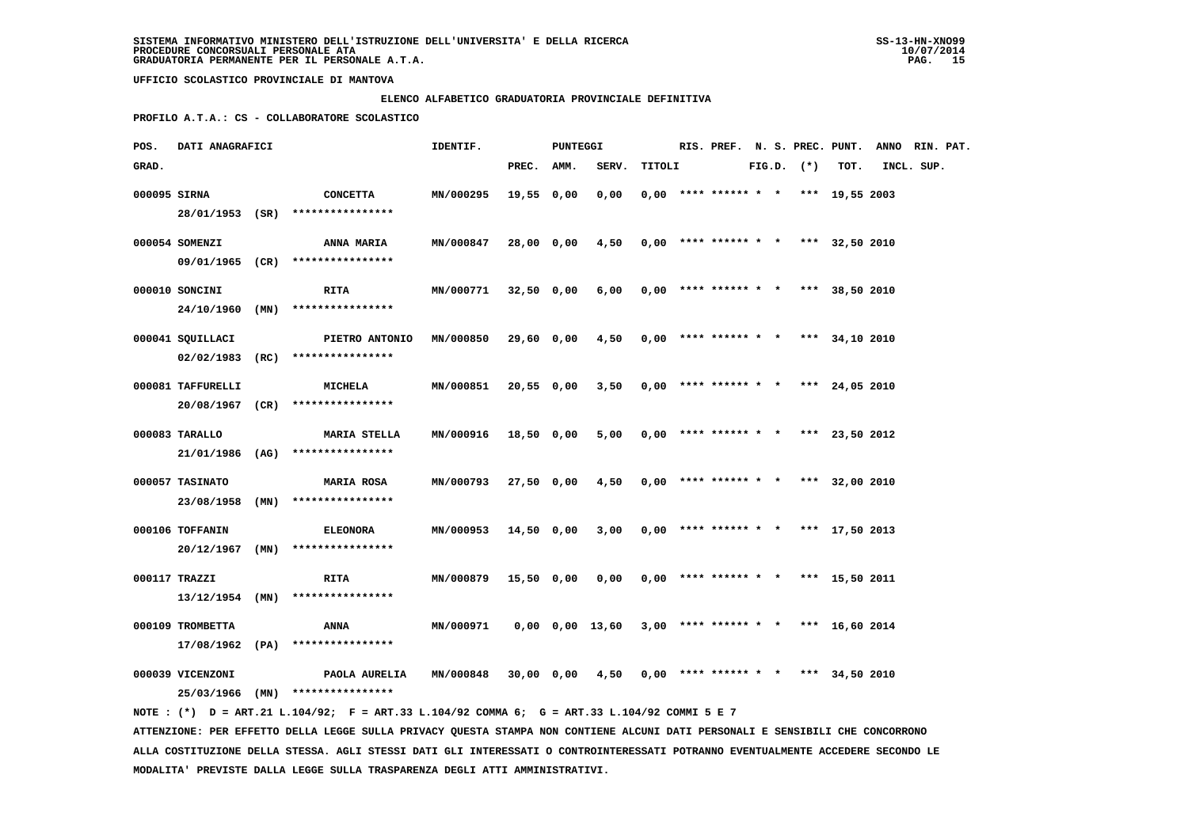**SISTEMA INFORMATIVO MINISTERO DELL'ISTRUZIONE DELL'UNIVERSITA' E DELLA RICERCA**
**PROCEDURE CONCORSUALI PERSONALE ATA**
**GRADUATORIA PERMANENTE PER IL PERSONALE A.T.A.**

SS-13-HN-XNO99
10/07/2014

**UFFICIO SCOLASTICO PROVINCIALE DI MANTOVA**

**ELENCO ALFABETICO GRADUATORIA PROVINCIALE DEFINITIVA**

**PROFILO A.T.A.: CS - COLLABORATORE SCOLASTICO**

| POS. GRAD. | DATI ANAGRAFICI | | IDENTIF. | PUNTEGGI PREC. | AMM. | SERV. | TITOLI | RIS. | PREF. | N. S. FIG.D. | PREC. (*) | PUNT. TOT. | ANNO INCL. | RIN. SUP. | PAT. |
|---|---|---|---|---|---|---|---|---|---|---|---|---|---|---|---|
| 000095 | SIRNA 28/01/1953 (SR) **************** | CONCETTA | MN/000295 | 19,55 | 0,00 | 0,00 | 0,00 | **** | ****** | * * | *** | 19,55 | 2003 | | |
| 000054 | SOMENZI 09/01/1965 (CR) **************** | ANNA MARIA | MN/000847 | 28,00 | 0,00 | 4,50 | 0,00 | **** | ****** | * * | *** | 32,50 | 2010 | | |
| 000010 | SONCINI 24/10/1960 (MN) **************** | RITA | MN/000771 | 32,50 | 0,00 | 6,00 | 0,00 | **** | ****** | * * | *** | 38,50 | 2010 | | |
| 000041 | SQUILLACI 02/02/1983 (RC) **************** | PIETRO ANTONIO | MN/000850 | 29,60 | 0,00 | 4,50 | 0,00 | **** | ****** | * * | *** | 34,10 | 2010 | | |
| 000081 | TAFFURELLI 20/08/1967 (CR) **************** | MICHELA | MN/000851 | 20,55 | 0,00 | 3,50 | 0,00 | **** | ****** | * * | *** | 24,05 | 2010 | | |
| 000083 | TARALLO 21/01/1986 (AG) **************** | MARIA STELLA | MN/000916 | 18,50 | 0,00 | 5,00 | 0,00 | **** | ****** | * * | *** | 23,50 | 2012 | | |
| 000057 | TASINATO 23/08/1958 (MN) **************** | MARIA ROSA | MN/000793 | 27,50 | 0,00 | 4,50 | 0,00 | **** | ****** | * * | *** | 32,00 | 2010 | | |
| 000106 | TOFFANIN 20/12/1967 (MN) **************** | ELEONORA | MN/000953 | 14,50 | 0,00 | 3,00 | 0,00 | **** | ****** | * * | *** | 17,50 | 2013 | | |
| 000117 | TRAZZI 13/12/1954 (MN) **************** | RITA | MN/000879 | 15,50 | 0,00 | 0,00 | 0,00 | **** | ****** | * * | *** | 15,50 | 2011 | | |
| 000109 | TROMBETTA 17/08/1962 (PA) **************** | ANNA | MN/000971 | 0,00 | 0,00 | 13,60 | 3,00 | **** | ****** | * * | *** | 16,60 | 2014 | | |
| 000039 | VICENZONI 25/03/1966 (MN) **************** | PAOLA AURELIA | MN/000848 | 30,00 | 0,00 | 4,50 | 0,00 | **** | ****** | * * | *** | 34,50 | 2010 | | |

NOTE : (*) D = ART.21 L.104/92; F = ART.33 L.104/92 COMMA 6; G = ART.33 L.104/92 COMMI 5 E 7

ATTENZIONE: PER EFFETTO DELLA LEGGE SULLA PRIVACY QUESTA STAMPA NON CONTIENE ALCUNI DATI PERSONALI E SENSIBILI CHE CONCORRONO ALLA COSTITUZIONE DELLA STESSA. AGLI STESSI DATI GLI INTERESSATI O CONTROINTERESSATI POTRANNO EVENTUALMENTE ACCEDERE SECONDO LE MODALITA' PREVISTE DALLA LEGGE SULLA TRASPARENZA DEGLI ATTI AMMINISTRATIVI.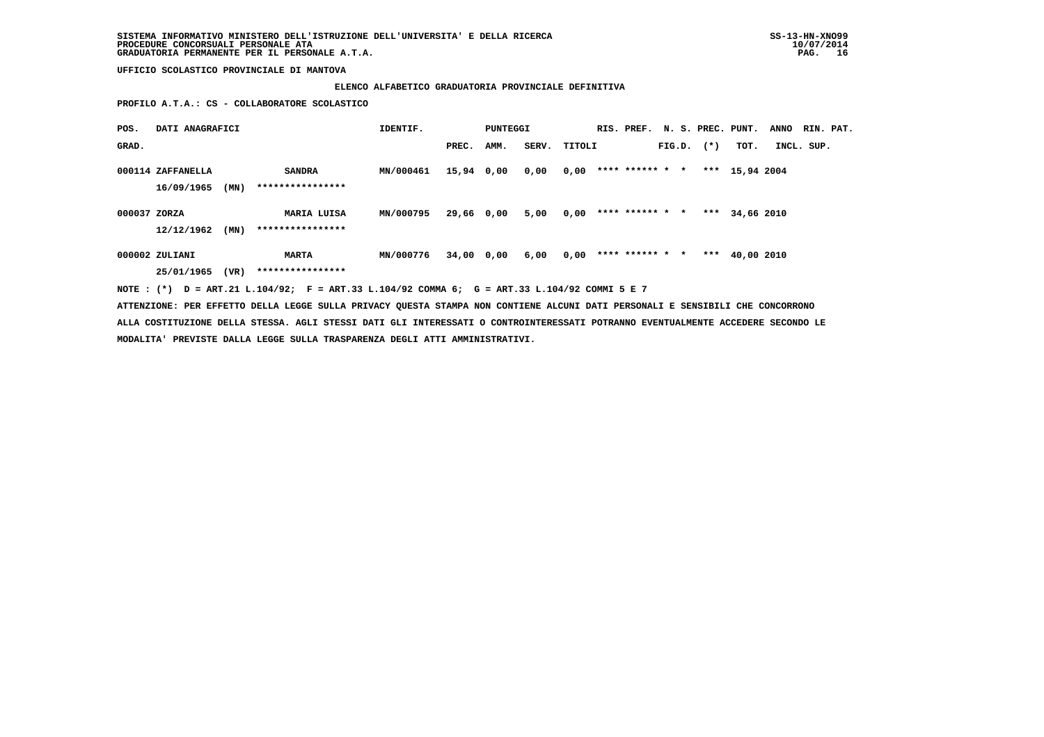SISTEMA INFORMATIVO MINISTERO DELL'ISTRUZIONE DELL'UNIVERSITA' E DELLA RICERCA
PROCEDURE CONCORSUALI PERSONALE ATA
GRADUATORIA PERMANENTE PER IL PERSONALE A.T.A.

SS-13-HN-XNO99
10/07/2014

UFFICIO SCOLASTICO PROVINCIALE DI MANTOVA

**ELENCO ALFABETICO GRADUATORIA PROVINCIALE DEFINITIVA**

**PROFILO A.T.A.: CS - COLLABORATORE SCOLASTICO**

| POS. GRAD. | DATI ANAGRAFICI | | IDENTIF. | PUNTEGGI PREC. | AMM. | SERV. | TITOLI | RIS. | PREF. | N. S. FIG.D. | PREC. (*) | PUNT. TOT. | ANNO INCL. | RIN. PAT. SUP. |
|---|---|---|---|---|---|---|---|---|---|---|---|---|---|---|
| 000114 | ZAFFANELLA 16/09/1965 (MN) | SANDRA **************** | MN/000461 | 15,94 | 0,00 | 0,00 | 0,00 | **** | ****** | * | * | *** 15,94 | 2004 | |
| 000037 | ZORZA 12/12/1962 (MN) | MARIA LUISA **************** | MN/000795 | 29,66 | 0,00 | 5,00 | 0,00 | **** | ****** | * | * | *** 34,66 | 2010 | |
| 000002 | ZULIANI 25/01/1965 (VR) | MARTA **************** | MN/000776 | 34,00 | 0,00 | 6,00 | 0,00 | **** | ****** | * | * | *** 40,00 | 2010 | |

NOTE : (*) D = ART.21 L.104/92; F = ART.33 L.104/92 COMMA 6; G = ART.33 L.104/92 COMMI 5 E 7

ATTENZIONE: PER EFFETTO DELLA LEGGE SULLA PRIVACY QUESTA STAMPA NON CONTIENE ALCUNI DATI PERSONALI E SENSIBILI CHE CONCORRONO ALLA COSTITUZIONE DELLA STESSA. AGLI STESSI DATI GLI INTERESSATI O CONTROINTERESSATI POTRANNO EVENTUALMENTE ACCEDERE SECONDO LE MODALITA' PREVISTE DALLA LEGGE SULLA TRASPARENZA DEGLI ATTI AMMINISTRATIVI.